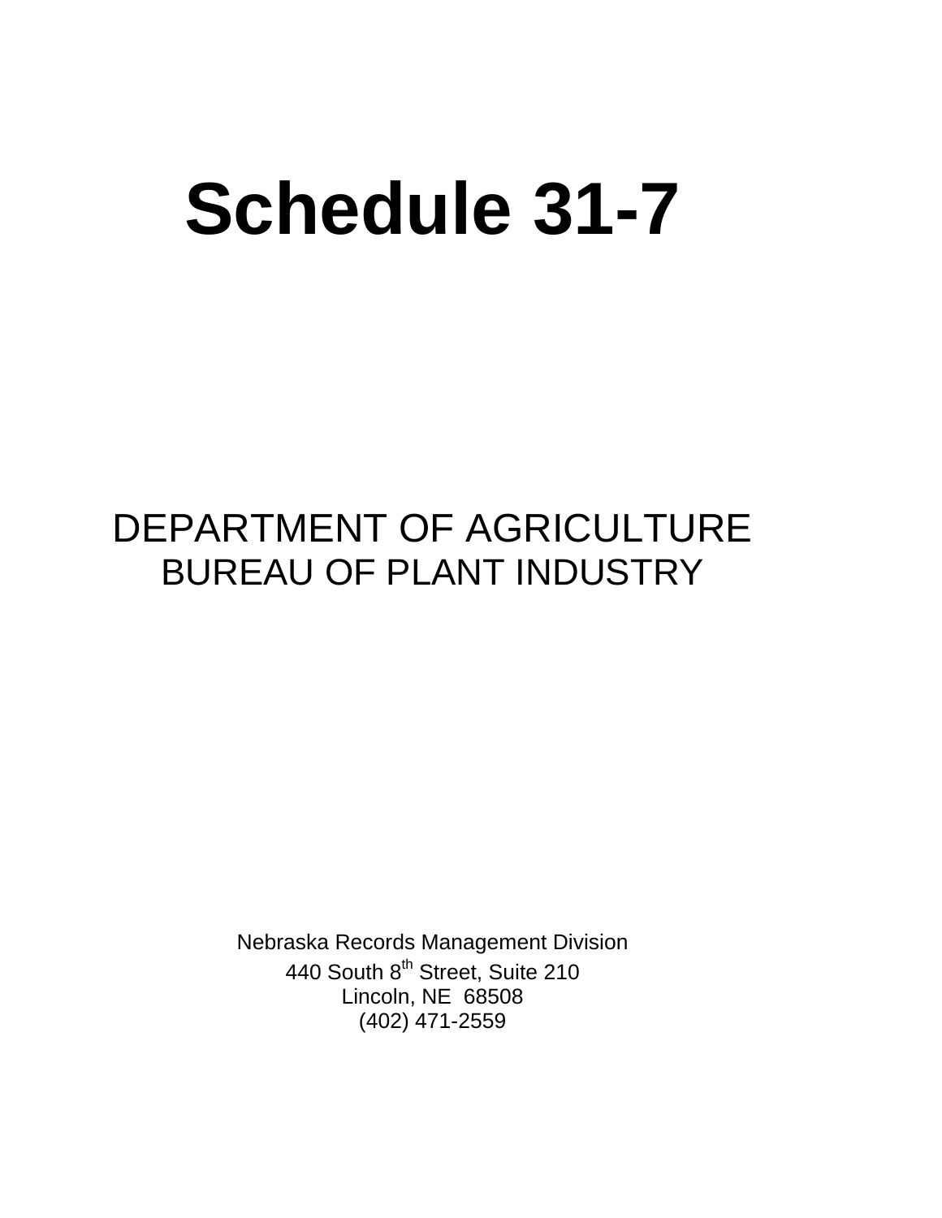# Schedule 31-7

## DEPARTMENT OF AGRICULTURE
### BUREAU OF PLANT INDUSTRY

Nebraska Records Management Division
440 South 8th Street, Suite 210
Lincoln, NE 68508
(402) 471-2559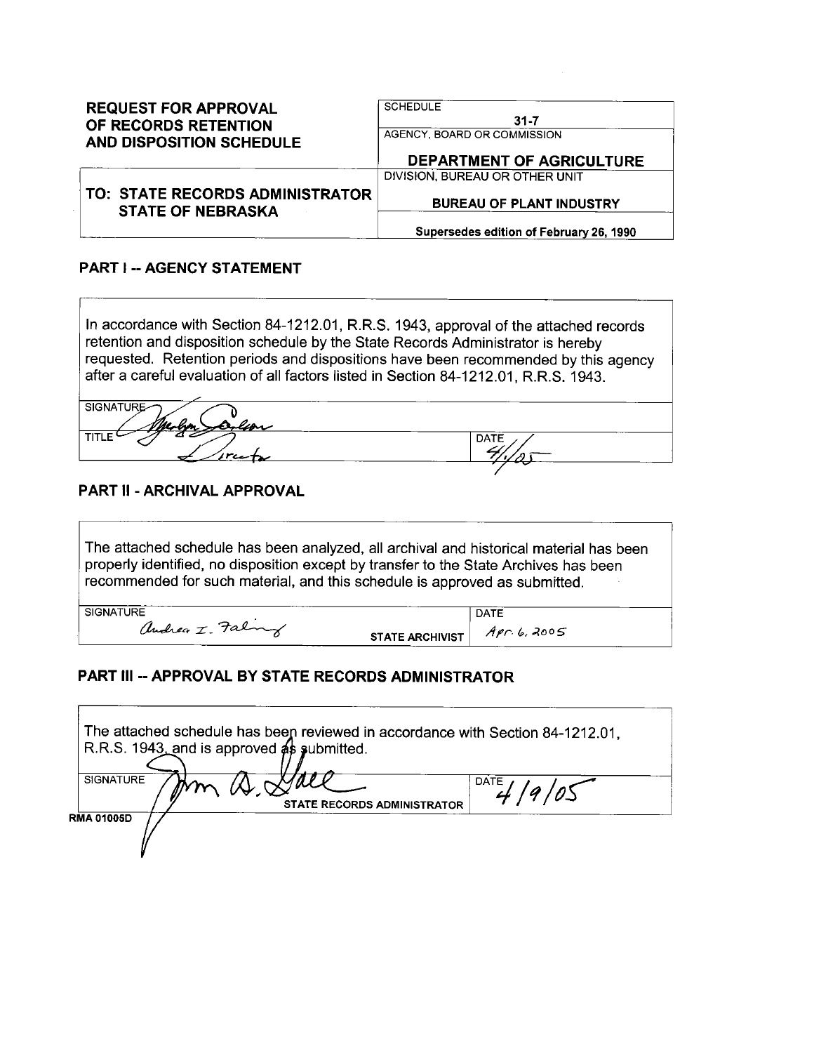**REQUEST FOR APPROVAL OF RECORDS RETENTION AND DISPOSITION SCHEDULE**

**TO: STATE RECORDS ADMINISTRATOR STATE OF NEBRASKA**

| | |
|---|---|
| SCHEDULE | **31-7** |
| AGENCY, BOARD OR COMMISSION | **DEPARTMENT OF AGRICULTURE** |
| DIVISION, BUREAU OR OTHER UNIT | **BUREAU OF PLANT INDUSTRY** |
| | **Supersedes edition of February 26, 1990** |

## PART I -- AGENCY STATEMENT

In accordance with Section 84-1212.01, R.R.S. 1943, approval of the attached records retention and disposition schedule by the State Records Administrator is hereby requested. Retention periods and dispositions have been recommended by this agency after a careful evaluation of all factors listed in Section 84-1212.01, R.R.S. 1943.

| | |
|---|---|
| SIGNATURE [signature] | |
| TITLE Director | DATE 4/1/05 |

## PART II - ARCHIVAL APPROVAL

The attached schedule has been analyzed, all archival and historical material has been properly identified, no disposition except by transfer to the State Archives has been recommended for such material, and this schedule is approved as submitted.

| | | |
|---|---|---|
| SIGNATURE Andrea I. Faling | STATE ARCHIVIST | DATE Apr. 6, 2005 |

## PART III -- APPROVAL BY STATE RECORDS ADMINISTRATOR

The attached schedule has been reviewed in accordance with Section 84-1212.01, R.R.S. 1943, and is approved as submitted.

| | | |
|---|---|---|
| SIGNATURE [signature] | STATE RECORDS ADMINISTRATOR | DATE 4/9/05 |

RMA 01005D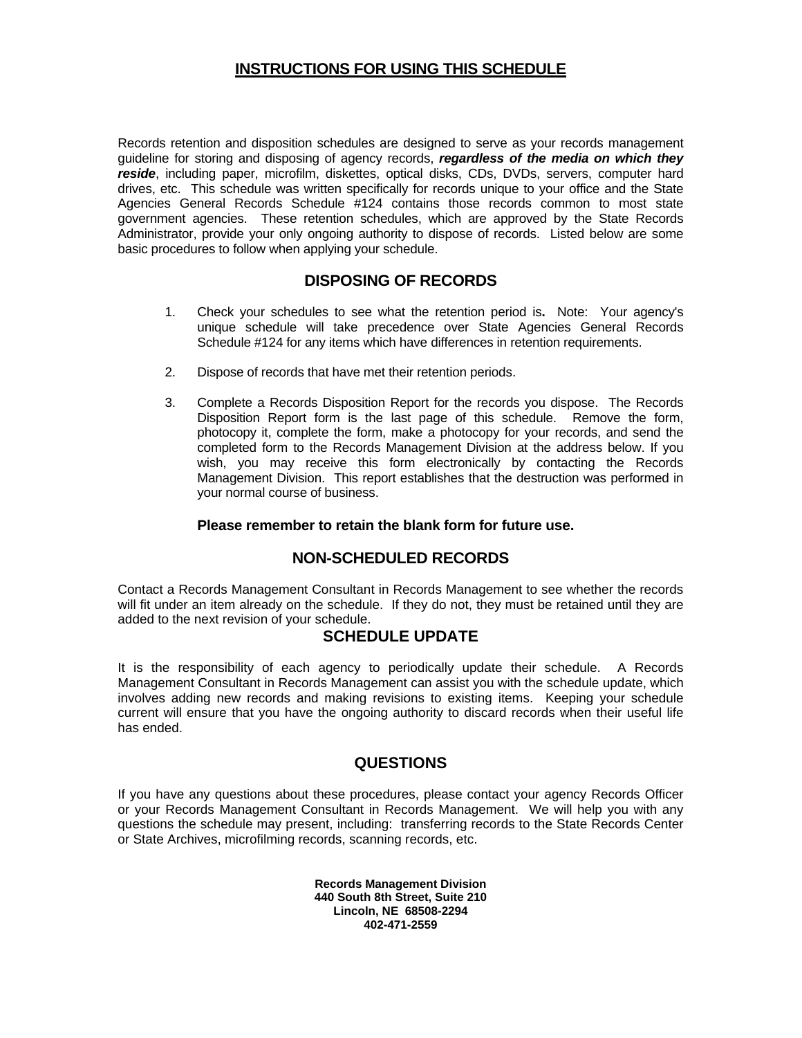# INSTRUCTIONS FOR USING THIS SCHEDULE

Records retention and disposition schedules are designed to serve as your records management guideline for storing and disposing of agency records, ***regardless of the media on which they reside***, including paper, microfilm, diskettes, optical disks, CDs, DVDs, servers, computer hard drives, etc. This schedule was written specifically for records unique to your office and the State Agencies General Records Schedule #124 contains those records common to most state government agencies. These retention schedules, which are approved by the State Records Administrator, provide your only ongoing authority to dispose of records. Listed below are some basic procedures to follow when applying your schedule.

## DISPOSING OF RECORDS

1. Check your schedules to see what the retention period is**.** Note: Your agency's unique schedule will take precedence over State Agencies General Records Schedule #124 for any items which have differences in retention requirements.

2. Dispose of records that have met their retention periods.

3. Complete a Records Disposition Report for the records you dispose. The Records Disposition Report form is the last page of this schedule. Remove the form, photocopy it, complete the form, make a photocopy for your records, and send the completed form to the Records Management Division at the address below. If you wish, you may receive this form electronically by contacting the Records Management Division. This report establishes that the destruction was performed in your normal course of business.

**Please remember to retain the blank form for future use.**

## NON-SCHEDULED RECORDS

Contact a Records Management Consultant in Records Management to see whether the records will fit under an item already on the schedule. If they do not, they must be retained until they are added to the next revision of your schedule.

## SCHEDULE UPDATE

It is the responsibility of each agency to periodically update their schedule. A Records Management Consultant in Records Management can assist you with the schedule update, which involves adding new records and making revisions to existing items. Keeping your schedule current will ensure that you have the ongoing authority to discard records when their useful life has ended.

## QUESTIONS

If you have any questions about these procedures, please contact your agency Records Officer or your Records Management Consultant in Records Management. We will help you with any questions the schedule may present, including: transferring records to the State Records Center or State Archives, microfilming records, scanning records, etc.

**Records Management Division**
**440 South 8th Street, Suite 210**
**Lincoln, NE 68508-2294**
**402-471-2559**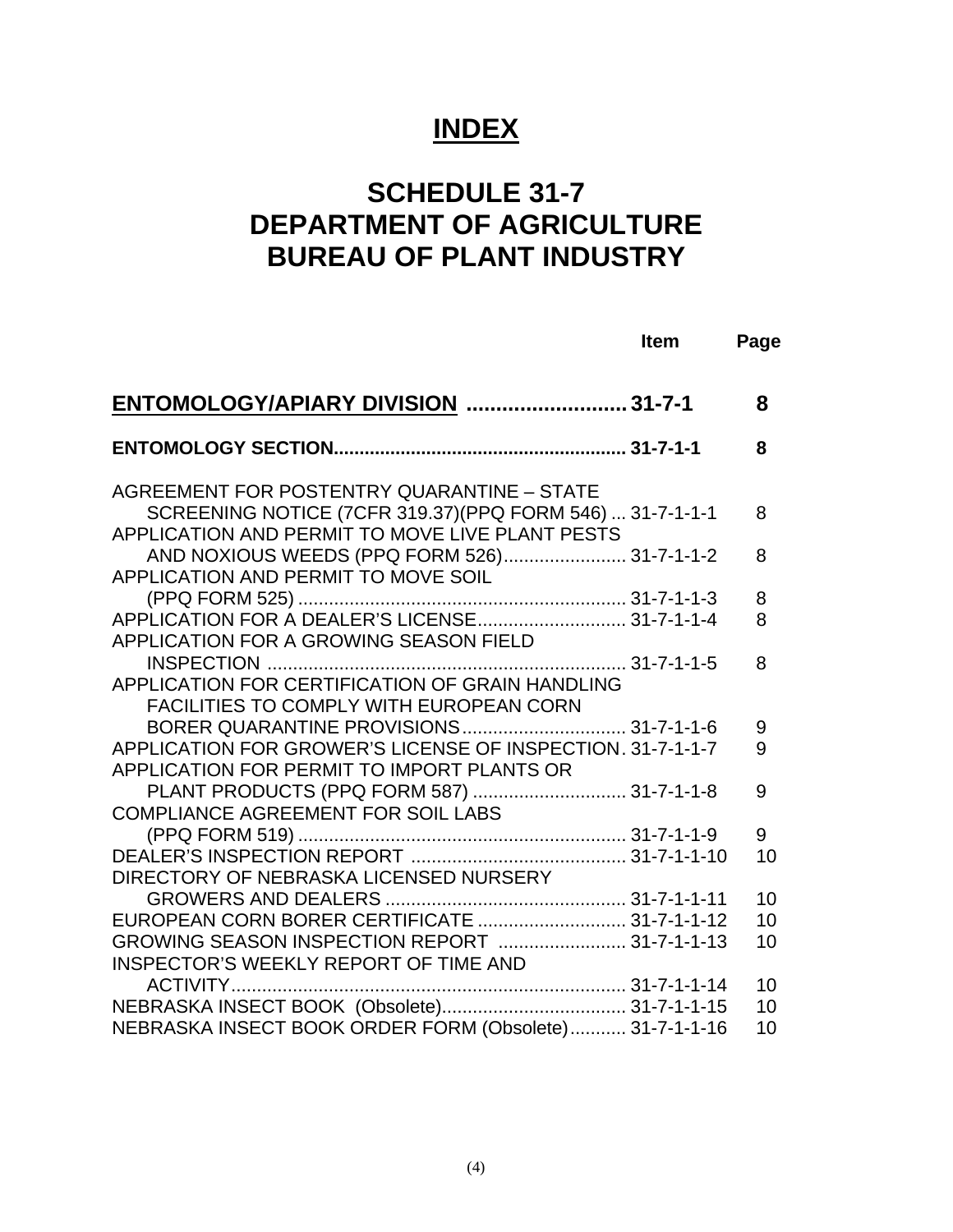# INDEX

## SCHEDULE 31-7
## DEPARTMENT OF AGRICULTURE
## BUREAU OF PLANT INDUSTRY

| | Item | Page |
|---|---|---|
| **ENTOMOLOGY/APIARY DIVISION** | **31-7-1** | **8** |
| **ENTOMOLOGY SECTION** | **31-7-1-1** | **8** |
| AGREEMENT FOR POSTENTRY QUARANTINE – STATE SCREENING NOTICE (7CFR 319.37)(PPQ FORM 546) | 31-7-1-1-1 | 8 |
| APPLICATION AND PERMIT TO MOVE LIVE PLANT PESTS AND NOXIOUS WEEDS (PPQ FORM 526) | 31-7-1-1-2 | 8 |
| APPLICATION AND PERMIT TO MOVE SOIL (PPQ FORM 525) | 31-7-1-1-3 | 8 |
| APPLICATION FOR A DEALER'S LICENSE | 31-7-1-1-4 | 8 |
| APPLICATION FOR A GROWING SEASON FIELD INSPECTION | 31-7-1-1-5 | 8 |
| APPLICATION FOR CERTIFICATION OF GRAIN HANDLING FACILITIES TO COMPLY WITH EUROPEAN CORN BORER QUARANTINE PROVISIONS | 31-7-1-1-6 | 9 |
| APPLICATION FOR GROWER'S LICENSE OF INSPECTION | 31-7-1-1-7 | 9 |
| APPLICATION FOR PERMIT TO IMPORT PLANTS OR PLANT PRODUCTS (PPQ FORM 587) | 31-7-1-1-8 | 9 |
| COMPLIANCE AGREEMENT FOR SOIL LABS (PPQ FORM 519) | 31-7-1-1-9 | 9 |
| DEALER'S INSPECTION REPORT | 31-7-1-1-10 | 10 |
| DIRECTORY OF NEBRASKA LICENSED NURSERY GROWERS AND DEALERS | 31-7-1-1-11 | 10 |
| EUROPEAN CORN BORER CERTIFICATE | 31-7-1-1-12 | 10 |
| GROWING SEASON INSPECTION REPORT | 31-7-1-1-13 | 10 |
| INSPECTOR'S WEEKLY REPORT OF TIME AND ACTIVITY | 31-7-1-1-14 | 10 |
| NEBRASKA INSECT BOOK (Obsolete) | 31-7-1-1-15 | 10 |
| NEBRASKA INSECT BOOK ORDER FORM (Obsolete) | 31-7-1-1-16 | 10 |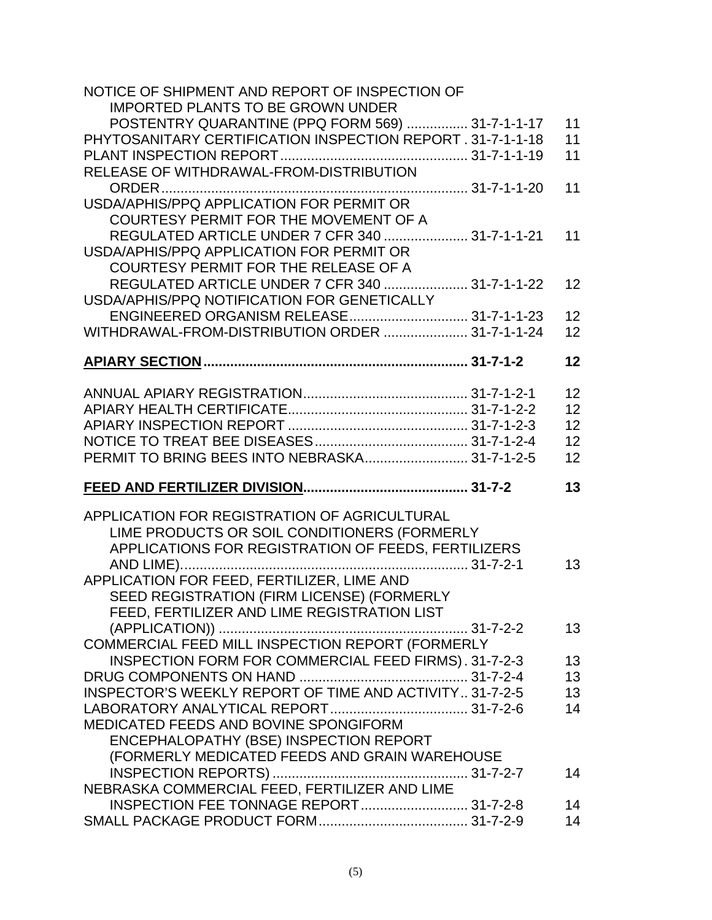| Title | Number | Page |
| --- | --- | --- |
| NOTICE OF SHIPMENT AND REPORT OF INSPECTION OF IMPORTED PLANTS TO BE GROWN UNDER POSTENTRY QUARANTINE (PPQ FORM 569) | 31-7-1-1-17 | 11 |
| PHYTOSANITARY CERTIFICATION INSPECTION REPORT | 31-7-1-1-18 | 11 |
| PLANT INSPECTION REPORT | 31-7-1-1-19 | 11 |
| RELEASE OF WITHDRAWAL-FROM-DISTRIBUTION ORDER | 31-7-1-1-20 | 11 |
| USDA/APHIS/PPQ APPLICATION FOR PERMIT OR COURTESY PERMIT FOR THE MOVEMENT OF A REGULATED ARTICLE UNDER 7 CFR 340 | 31-7-1-1-21 | 11 |
| USDA/APHIS/PPQ APPLICATION FOR PERMIT OR COURTESY PERMIT FOR THE RELEASE OF A REGULATED ARTICLE UNDER 7 CFR 340 | 31-7-1-1-22 | 12 |
| USDA/APHIS/PPQ NOTIFICATION FOR GENETICALLY ENGINEERED ORGANISM RELEASE | 31-7-1-1-23 | 12 |
| WITHDRAWAL-FROM-DISTRIBUTION ORDER | 31-7-1-1-24 | 12 |
| **APIARY SECTION** | **31-7-1-2** | **12** |
| ANNUAL APIARY REGISTRATION | 31-7-1-2-1 | 12 |
| APIARY HEALTH CERTIFICATE | 31-7-1-2-2 | 12 |
| APIARY INSPECTION REPORT | 31-7-1-2-3 | 12 |
| NOTICE TO TREAT BEE DISEASES | 31-7-1-2-4 | 12 |
| PERMIT TO BRING BEES INTO NEBRASKA | 31-7-1-2-5 | 12 |
| **FEED AND FERTILIZER DIVISION** | **31-7-2** | **13** |
| APPLICATION FOR REGISTRATION OF AGRICULTURAL LIME PRODUCTS OR SOIL CONDITIONERS (FORMERLY APPLICATIONS FOR REGISTRATION OF FEEDS, FERTILIZERS AND LIME) | 31-7-2-1 | 13 |
| APPLICATION FOR FEED, FERTILIZER, LIME AND SEED REGISTRATION (FIRM LICENSE) (FORMERLY FEED, FERTILIZER AND LIME REGISTRATION LIST (APPLICATION)) | 31-7-2-2 | 13 |
| COMMERCIAL FEED MILL INSPECTION REPORT (FORMERLY INSPECTION FORM FOR COMMERCIAL FEED FIRMS) | 31-7-2-3 | 13 |
| DRUG COMPONENTS ON HAND | 31-7-2-4 | 13 |
| INSPECTOR'S WEEKLY REPORT OF TIME AND ACTIVITY | 31-7-2-5 | 13 |
| LABORATORY ANALYTICAL REPORT | 31-7-2-6 | 14 |
| MEDICATED FEEDS AND BOVINE SPONGIFORM ENCEPHALOPATHY (BSE) INSPECTION REPORT (FORMERLY MEDICATED FEEDS AND GRAIN WAREHOUSE INSPECTION REPORTS) | 31-7-2-7 | 14 |
| NEBRASKA COMMERCIAL FEED, FERTILIZER AND LIME INSPECTION FEE TONNAGE REPORT | 31-7-2-8 | 14 |
| SMALL PACKAGE PRODUCT FORM | 31-7-2-9 | 14 |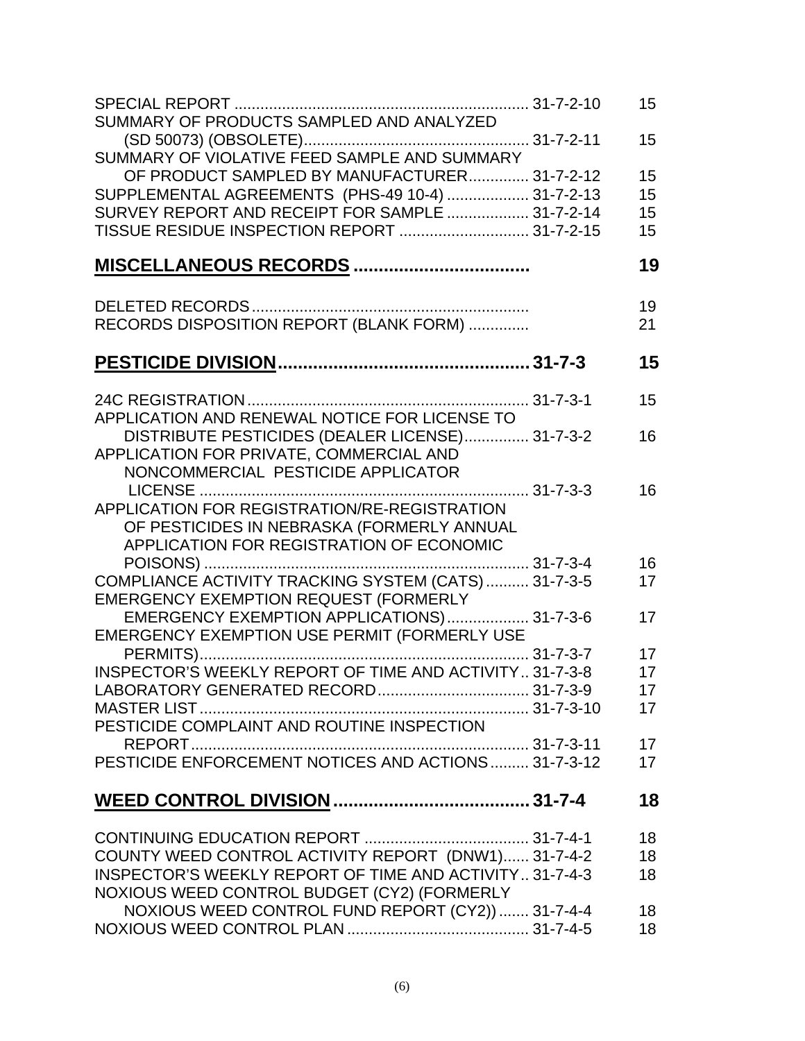| | | |
|---|---|---|
| SPECIAL REPORT | 31-7-2-10 | 15 |
| SUMMARY OF PRODUCTS SAMPLED AND ANALYZED (SD 50073) (OBSOLETE) | 31-7-2-11 | 15 |
| SUMMARY OF VIOLATIVE FEED SAMPLE AND SUMMARY OF PRODUCT SAMPLED BY MANUFACTURER | 31-7-2-12 | 15 |
| SUPPLEMENTAL AGREEMENTS (PHS-49 10-4) | 31-7-2-13 | 15 |
| SURVEY REPORT AND RECEIPT FOR SAMPLE | 31-7-2-14 | 15 |
| TISSUE RESIDUE INSPECTION REPORT | 31-7-2-15 | 15 |

## MISCELLANEOUS RECORDS ................................. 19

| | |
|---|---|
| DELETED RECORDS | 19 |
| RECORDS DISPOSITION REPORT (BLANK FORM) | 21 |

## PESTICIDE DIVISION ................................. 31-7-3 15

| | | |
|---|---|---|
| 24C REGISTRATION | 31-7-3-1 | 15 |
| APPLICATION AND RENEWAL NOTICE FOR LICENSE TO DISTRIBUTE PESTICIDES (DEALER LICENSE) | 31-7-3-2 | 16 |
| APPLICATION FOR PRIVATE, COMMERCIAL AND NONCOMMERCIAL PESTICIDE APPLICATOR LICENSE | 31-7-3-3 | 16 |
| APPLICATION FOR REGISTRATION/RE-REGISTRATION OF PESTICIDES IN NEBRASKA (FORMERLY ANNUAL APPLICATION FOR REGISTRATION OF ECONOMIC POISONS) | 31-7-3-4 | 16 |
| COMPLIANCE ACTIVITY TRACKING SYSTEM (CATS) | 31-7-3-5 | 17 |
| EMERGENCY EXEMPTION REQUEST (FORMERLY EMERGENCY EXEMPTION APPLICATIONS) | 31-7-3-6 | 17 |
| EMERGENCY EXEMPTION USE PERMIT (FORMERLY USE PERMITS) | 31-7-3-7 | 17 |
| INSPECTOR'S WEEKLY REPORT OF TIME AND ACTIVITY | 31-7-3-8 | 17 |
| LABORATORY GENERATED RECORD | 31-7-3-9 | 17 |
| MASTER LIST | 31-7-3-10 | 17 |
| PESTICIDE COMPLAINT AND ROUTINE INSPECTION REPORT | 31-7-3-11 | 17 |
| PESTICIDE ENFORCEMENT NOTICES AND ACTIONS | 31-7-3-12 | 17 |

## WEED CONTROL DIVISION ................................. 31-7-4 18

| | | |
|---|---|---|
| CONTINUING EDUCATION REPORT | 31-7-4-1 | 18 |
| COUNTY WEED CONTROL ACTIVITY REPORT (DNW1) | 31-7-4-2 | 18 |
| INSPECTOR'S WEEKLY REPORT OF TIME AND ACTIVITY | 31-7-4-3 | 18 |
| NOXIOUS WEED CONTROL BUDGET (CY2) (FORMERLY NOXIOUS WEED CONTROL FUND REPORT (CY2)) | 31-7-4-4 | 18 |
| NOXIOUS WEED CONTROL PLAN | 31-7-4-5 | 18 |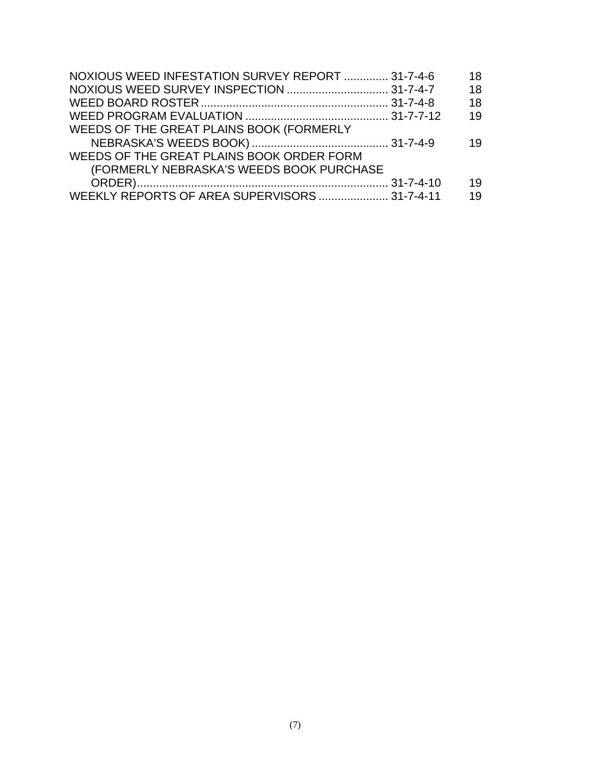| | | |
|---|---|---|
| NOXIOUS WEED INFESTATION SURVEY REPORT | 31-7-4-6 | 18 |
| NOXIOUS WEED SURVEY INSPECTION | 31-7-4-7 | 18 |
| WEED BOARD ROSTER | 31-7-4-8 | 18 |
| WEED PROGRAM EVALUATION | 31-7-7-12 | 19 |
| WEEDS OF THE GREAT PLAINS BOOK (FORMERLY NEBRASKA'S WEEDS BOOK) | 31-7-4-9 | 19 |
| WEEDS OF THE GREAT PLAINS BOOK ORDER FORM (FORMERLY NEBRASKA'S WEEDS BOOK PURCHASE ORDER) | 31-7-4-10 | 19 |
| WEEKLY REPORTS OF AREA SUPERVISORS | 31-7-4-11 | 19 |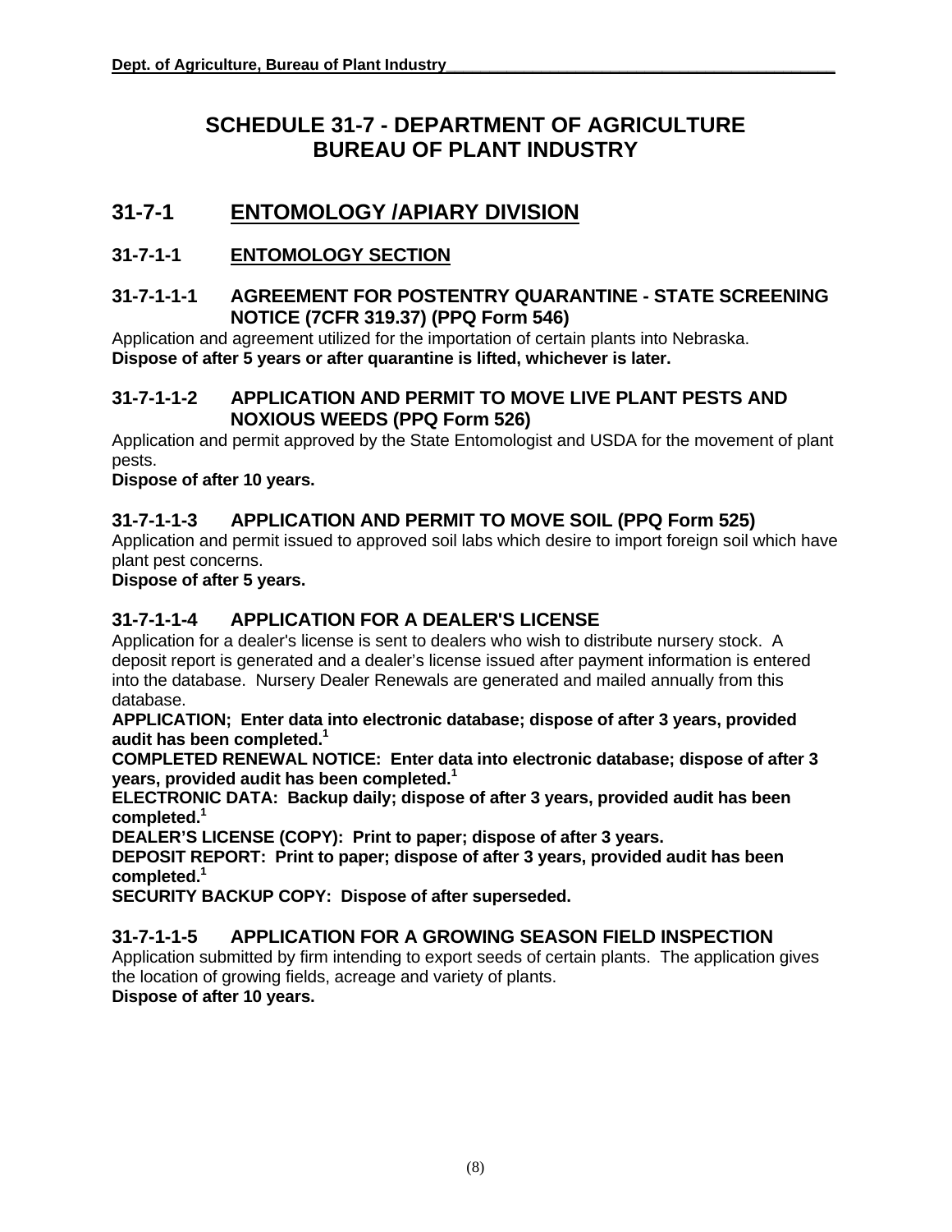# SCHEDULE 31-7 - DEPARTMENT OF AGRICULTURE BUREAU OF PLANT INDUSTRY

## 31-7-1 ENTOMOLOGY /APIARY DIVISION

### 31-7-1-1 ENTOMOLOGY SECTION

#### 31-7-1-1-1 AGREEMENT FOR POSTENTRY QUARANTINE - STATE SCREENING NOTICE (7CFR 319.37) (PPQ Form 546)

Application and agreement utilized for the importation of certain plants into Nebraska.
**Dispose of after 5 years or after quarantine is lifted, whichever is later.**

#### 31-7-1-1-2 APPLICATION AND PERMIT TO MOVE LIVE PLANT PESTS AND NOXIOUS WEEDS (PPQ Form 526)

Application and permit approved by the State Entomologist and USDA for the movement of plant pests.
**Dispose of after 10 years.**

#### 31-7-1-1-3 APPLICATION AND PERMIT TO MOVE SOIL (PPQ Form 525)

Application and permit issued to approved soil labs which desire to import foreign soil which have plant pest concerns.
**Dispose of after 5 years.**

#### 31-7-1-1-4 APPLICATION FOR A DEALER'S LICENSE

Application for a dealer's license is sent to dealers who wish to distribute nursery stock. A deposit report is generated and a dealer's license issued after payment information is entered into the database. Nursery Dealer Renewals are generated and mailed annually from this database.

**APPLICATION; Enter data into electronic database; dispose of after 3 years, provided audit has been completed.[1]**

**COMPLETED RENEWAL NOTICE: Enter data into electronic database; dispose of after 3 years, provided audit has been completed.[1]**

**ELECTRONIC DATA: Backup daily; dispose of after 3 years, provided audit has been completed.[1]**

**DEALER'S LICENSE (COPY): Print to paper; dispose of after 3 years.**

**DEPOSIT REPORT: Print to paper; dispose of after 3 years, provided audit has been completed.[1]**

**SECURITY BACKUP COPY: Dispose of after superseded.**

#### 31-7-1-1-5 APPLICATION FOR A GROWING SEASON FIELD INSPECTION

Application submitted by firm intending to export seeds of certain plants. The application gives the location of growing fields, acreage and variety of plants.
**Dispose of after 10 years.**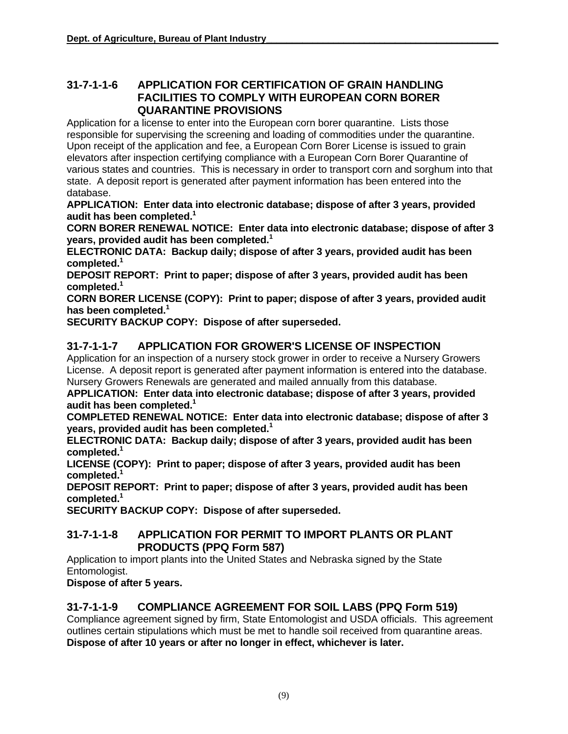## 31-7-1-1-6 APPLICATION FOR CERTIFICATION OF GRAIN HANDLING FACILITIES TO COMPLY WITH EUROPEAN CORN BORER QUARANTINE PROVISIONS

Application for a license to enter into the European corn borer quarantine. Lists those responsible for supervising the screening and loading of commodities under the quarantine. Upon receipt of the application and fee, a European Corn Borer License is issued to grain elevators after inspection certifying compliance with a European Corn Borer Quarantine of various states and countries. This is necessary in order to transport corn and sorghum into that state. A deposit report is generated after payment information has been entered into the database.

**APPLICATION: Enter data into electronic database; dispose of after 3 years, provided audit has been completed.[1]**

**CORN BORER RENEWAL NOTICE: Enter data into electronic database; dispose of after 3 years, provided audit has been completed.[1]**

**ELECTRONIC DATA: Backup daily; dispose of after 3 years, provided audit has been completed.[1]**

**DEPOSIT REPORT: Print to paper; dispose of after 3 years, provided audit has been completed.[1]**

**CORN BORER LICENSE (COPY): Print to paper; dispose of after 3 years, provided audit has been completed.[1]**

**SECURITY BACKUP COPY: Dispose of after superseded.**

## 31-7-1-1-7 APPLICATION FOR GROWER'S LICENSE OF INSPECTION

Application for an inspection of a nursery stock grower in order to receive a Nursery Growers License. A deposit report is generated after payment information is entered into the database. Nursery Growers Renewals are generated and mailed annually from this database.

**APPLICATION: Enter data into electronic database; dispose of after 3 years, provided audit has been completed.[1]**

**COMPLETED RENEWAL NOTICE: Enter data into electronic database; dispose of after 3 years, provided audit has been completed.[1]**

**ELECTRONIC DATA: Backup daily; dispose of after 3 years, provided audit has been completed.[1]**

**LICENSE (COPY): Print to paper; dispose of after 3 years, provided audit has been completed.[1]**

**DEPOSIT REPORT: Print to paper; dispose of after 3 years, provided audit has been completed.[1]**

**SECURITY BACKUP COPY: Dispose of after superseded.**

## 31-7-1-1-8 APPLICATION FOR PERMIT TO IMPORT PLANTS OR PLANT PRODUCTS (PPQ Form 587)

Application to import plants into the United States and Nebraska signed by the State Entomologist.

**Dispose of after 5 years.**

## 31-7-1-1-9 COMPLIANCE AGREEMENT FOR SOIL LABS (PPQ Form 519)

Compliance agreement signed by firm, State Entomologist and USDA officials. This agreement outlines certain stipulations which must be met to handle soil received from quarantine areas.

**Dispose of after 10 years or after no longer in effect, whichever is later.**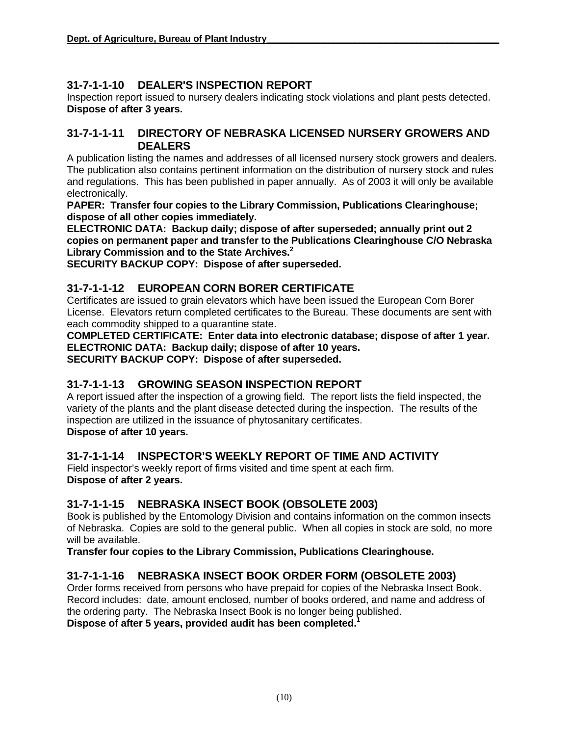## 31-7-1-1-10 DEALER'S INSPECTION REPORT

Inspection report issued to nursery dealers indicating stock violations and plant pests detected.
**Dispose of after 3 years.**

## 31-7-1-1-11 DIRECTORY OF NEBRASKA LICENSED NURSERY GROWERS AND DEALERS

A publication listing the names and addresses of all licensed nursery stock growers and dealers. The publication also contains pertinent information on the distribution of nursery stock and rules and regulations. This has been published in paper annually. As of 2003 it will only be available electronically.

**PAPER: Transfer four copies to the Library Commission, Publications Clearinghouse; dispose of all other copies immediately.**

**ELECTRONIC DATA: Backup daily; dispose of after superseded; annually print out 2 copies on permanent paper and transfer to the Publications Clearinghouse C/O Nebraska Library Commission and to the State Archives.[2]**

**SECURITY BACKUP COPY: Dispose of after superseded.**

## 31-7-1-1-12 EUROPEAN CORN BORER CERTIFICATE

Certificates are issued to grain elevators which have been issued the European Corn Borer License. Elevators return completed certificates to the Bureau. These documents are sent with each commodity shipped to a quarantine state.

**COMPLETED CERTIFICATE: Enter data into electronic database; dispose of after 1 year.**

**ELECTRONIC DATA: Backup daily; dispose of after 10 years.**

**SECURITY BACKUP COPY: Dispose of after superseded.**

## 31-7-1-1-13 GROWING SEASON INSPECTION REPORT

A report issued after the inspection of a growing field. The report lists the field inspected, the variety of the plants and the plant disease detected during the inspection. The results of the inspection are utilized in the issuance of phytosanitary certificates.
**Dispose of after 10 years.**

## 31-7-1-1-14 INSPECTOR'S WEEKLY REPORT OF TIME AND ACTIVITY

Field inspector's weekly report of firms visited and time spent at each firm.
**Dispose of after 2 years.**

## 31-7-1-1-15 NEBRASKA INSECT BOOK (OBSOLETE 2003)

Book is published by the Entomology Division and contains information on the common insects of Nebraska. Copies are sold to the general public. When all copies in stock are sold, no more will be available.
**Transfer four copies to the Library Commission, Publications Clearinghouse.**

## 31-7-1-1-16 NEBRASKA INSECT BOOK ORDER FORM (OBSOLETE 2003)

Order forms received from persons who have prepaid for copies of the Nebraska Insect Book. Record includes: date, amount enclosed, number of books ordered, and name and address of the ordering party. The Nebraska Insect Book is no longer being published.
**Dispose of after 5 years, provided audit has been completed.[1]**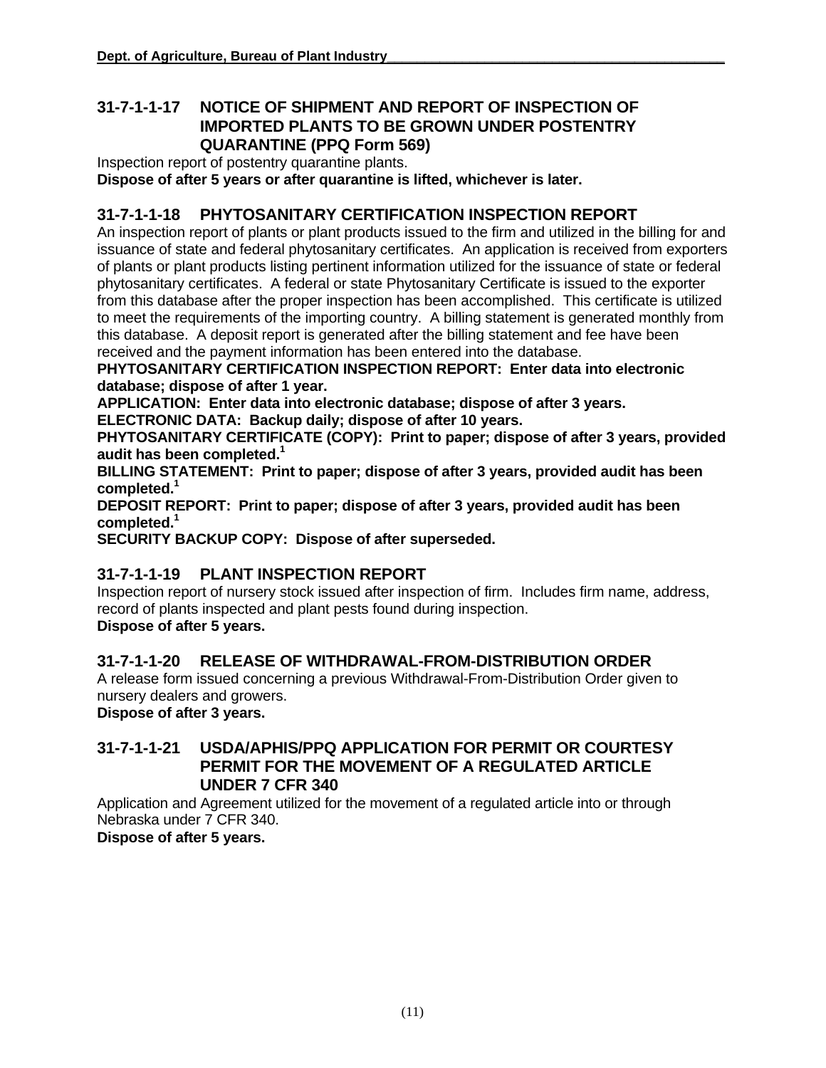## 31-7-1-1-17 NOTICE OF SHIPMENT AND REPORT OF INSPECTION OF IMPORTED PLANTS TO BE GROWN UNDER POSTENTRY QUARANTINE (PPQ Form 569)

Inspection report of postentry quarantine plants.

**Dispose of after 5 years or after quarantine is lifted, whichever is later.**

## 31-7-1-1-18 PHYTOSANITARY CERTIFICATION INSPECTION REPORT

An inspection report of plants or plant products issued to the firm and utilized in the billing for and issuance of state and federal phytosanitary certificates. An application is received from exporters of plants or plant products listing pertinent information utilized for the issuance of state or federal phytosanitary certificates. A federal or state Phytosanitary Certificate is issued to the exporter from this database after the proper inspection has been accomplished. This certificate is utilized to meet the requirements of the importing country. A billing statement is generated monthly from this database. A deposit report is generated after the billing statement and fee have been received and the payment information has been entered into the database.

**PHYTOSANITARY CERTIFICATION INSPECTION REPORT: Enter data into electronic database; dispose of after 1 year.**

**APPLICATION: Enter data into electronic database; dispose of after 3 years.**

**ELECTRONIC DATA: Backup daily; dispose of after 10 years.**

**PHYTOSANITARY CERTIFICATE (COPY): Print to paper; dispose of after 3 years, provided audit has been completed.[1]**

**BILLING STATEMENT: Print to paper; dispose of after 3 years, provided audit has been completed.[1]**

**DEPOSIT REPORT: Print to paper; dispose of after 3 years, provided audit has been completed.[1]**

**SECURITY BACKUP COPY: Dispose of after superseded.**

## 31-7-1-1-19 PLANT INSPECTION REPORT

Inspection report of nursery stock issued after inspection of firm. Includes firm name, address, record of plants inspected and plant pests found during inspection.

**Dispose of after 5 years.**

## 31-7-1-1-20 RELEASE OF WITHDRAWAL-FROM-DISTRIBUTION ORDER

A release form issued concerning a previous Withdrawal-From-Distribution Order given to nursery dealers and growers.

**Dispose of after 3 years.**

## 31-7-1-1-21 USDA/APHIS/PPQ APPLICATION FOR PERMIT OR COURTESY PERMIT FOR THE MOVEMENT OF A REGULATED ARTICLE UNDER 7 CFR 340

Application and Agreement utilized for the movement of a regulated article into or through Nebraska under 7 CFR 340.

**Dispose of after 5 years.**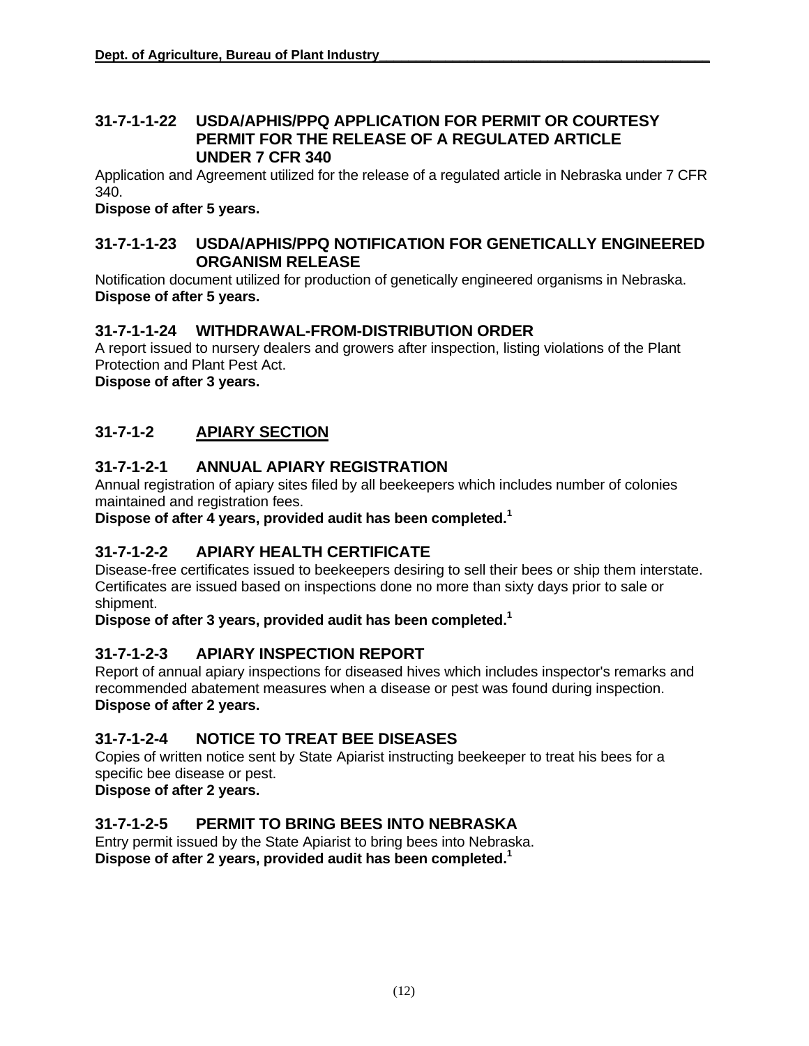### 31-7-1-1-22 USDA/APHIS/PPQ APPLICATION FOR PERMIT OR COURTESY PERMIT FOR THE RELEASE OF A REGULATED ARTICLE UNDER 7 CFR 340

Application and Agreement utilized for the release of a regulated article in Nebraska under 7 CFR 340.

**Dispose of after 5 years.**

### 31-7-1-1-23 USDA/APHIS/PPQ NOTIFICATION FOR GENETICALLY ENGINEERED ORGANISM RELEASE

Notification document utilized for production of genetically engineered organisms in Nebraska.

**Dispose of after 5 years.**

### 31-7-1-1-24 WITHDRAWAL-FROM-DISTRIBUTION ORDER

A report issued to nursery dealers and growers after inspection, listing violations of the Plant Protection and Plant Pest Act.

**Dispose of after 3 years.**

## 31-7-1-2 APIARY SECTION

### 31-7-1-2-1 ANNUAL APIARY REGISTRATION

Annual registration of apiary sites filed by all beekeepers which includes number of colonies maintained and registration fees.

**Dispose of after 4 years, provided audit has been completed.[1]**

### 31-7-1-2-2 APIARY HEALTH CERTIFICATE

Disease-free certificates issued to beekeepers desiring to sell their bees or ship them interstate. Certificates are issued based on inspections done no more than sixty days prior to sale or shipment.

**Dispose of after 3 years, provided audit has been completed.[1]**

### 31-7-1-2-3 APIARY INSPECTION REPORT

Report of annual apiary inspections for diseased hives which includes inspector's remarks and recommended abatement measures when a disease or pest was found during inspection.

**Dispose of after 2 years.**

### 31-7-1-2-4 NOTICE TO TREAT BEE DISEASES

Copies of written notice sent by State Apiarist instructing beekeeper to treat his bees for a specific bee disease or pest.

**Dispose of after 2 years.**

### 31-7-1-2-5 PERMIT TO BRING BEES INTO NEBRASKA

Entry permit issued by the State Apiarist to bring bees into Nebraska.

**Dispose of after 2 years, provided audit has been completed.[1]**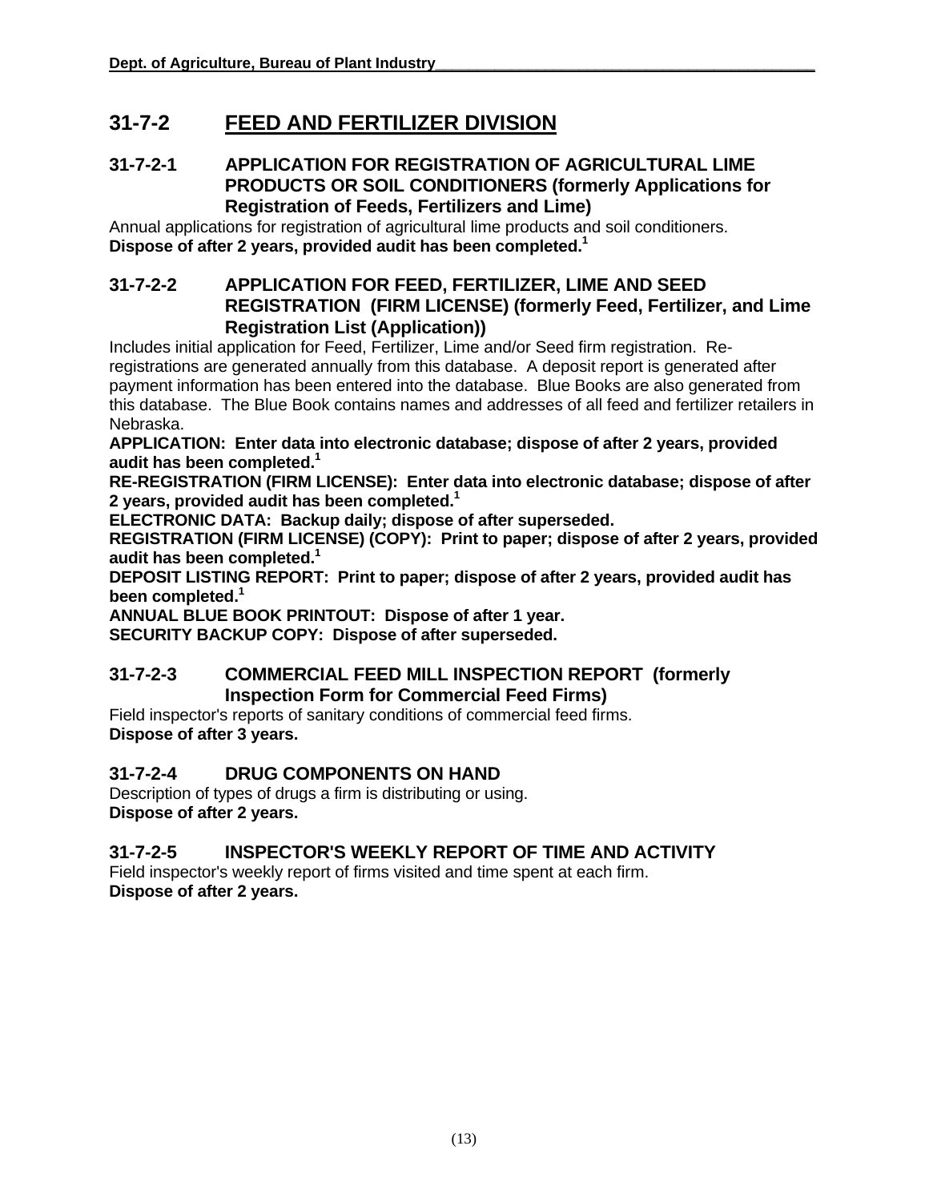## 31-7-2 FEED AND FERTILIZER DIVISION

### 31-7-2-1 APPLICATION FOR REGISTRATION OF AGRICULTURAL LIME PRODUCTS OR SOIL CONDITIONERS (formerly Applications for Registration of Feeds, Fertilizers and Lime)

Annual applications for registration of agricultural lime products and soil conditioners.
**Dispose of after 2 years, provided audit has been completed.[1]**

### 31-7-2-2 APPLICATION FOR FEED, FERTILIZER, LIME AND SEED REGISTRATION (FIRM LICENSE) (formerly Feed, Fertilizer, and Lime Registration List (Application))

Includes initial application for Feed, Fertilizer, Lime and/or Seed firm registration. Re-registrations are generated annually from this database. A deposit report is generated after payment information has been entered into the database. Blue Books are also generated from this database. The Blue Book contains names and addresses of all feed and fertilizer retailers in Nebraska.

**APPLICATION: Enter data into electronic database; dispose of after 2 years, provided audit has been completed.[1]**
**RE-REGISTRATION (FIRM LICENSE): Enter data into electronic database; dispose of after 2 years, provided audit has been completed.[1]**
**ELECTRONIC DATA: Backup daily; dispose of after superseded.**
**REGISTRATION (FIRM LICENSE) (COPY): Print to paper; dispose of after 2 years, provided audit has been completed.[1]**
**DEPOSIT LISTING REPORT: Print to paper; dispose of after 2 years, provided audit has been completed.[1]**
**ANNUAL BLUE BOOK PRINTOUT: Dispose of after 1 year.**
**SECURITY BACKUP COPY: Dispose of after superseded.**

### 31-7-2-3 COMMERCIAL FEED MILL INSPECTION REPORT (formerly Inspection Form for Commercial Feed Firms)

Field inspector's reports of sanitary conditions of commercial feed firms.
**Dispose of after 3 years.**

### 31-7-2-4 DRUG COMPONENTS ON HAND

Description of types of drugs a firm is distributing or using.
**Dispose of after 2 years.**

### 31-7-2-5 INSPECTOR'S WEEKLY REPORT OF TIME AND ACTIVITY

Field inspector's weekly report of firms visited and time spent at each firm.
**Dispose of after 2 years.**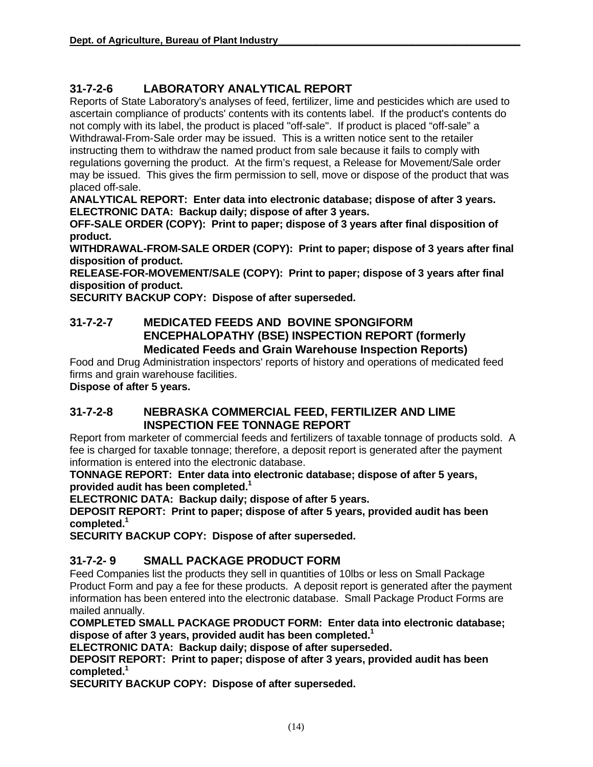## 31-7-2-6 LABORATORY ANALYTICAL REPORT

Reports of State Laboratory's analyses of feed, fertilizer, lime and pesticides which are used to ascertain compliance of products' contents with its contents label. If the product's contents do not comply with its label, the product is placed "off-sale". If product is placed "off-sale" a Withdrawal-From-Sale order may be issued. This is a written notice sent to the retailer instructing them to withdraw the named product from sale because it fails to comply with regulations governing the product. At the firm's request, a Release for Movement/Sale order may be issued. This gives the firm permission to sell, move or dispose of the product that was placed off-sale.

**ANALYTICAL REPORT: Enter data into electronic database; dispose of after 3 years.**
**ELECTRONIC DATA: Backup daily; dispose of after 3 years.**
**OFF-SALE ORDER (COPY): Print to paper; dispose of 3 years after final disposition of product.**
**WITHDRAWAL-FROM-SALE ORDER (COPY): Print to paper; dispose of 3 years after final disposition of product.**
**RELEASE-FOR-MOVEMENT/SALE (COPY): Print to paper; dispose of 3 years after final disposition of product.**
**SECURITY BACKUP COPY: Dispose of after superseded.**

## 31-7-2-7 MEDICATED FEEDS AND BOVINE SPONGIFORM ENCEPHALOPATHY (BSE) INSPECTION REPORT (formerly Medicated Feeds and Grain Warehouse Inspection Reports)

Food and Drug Administration inspectors' reports of history and operations of medicated feed firms and grain warehouse facilities.

**Dispose of after 5 years.**

## 31-7-2-8 NEBRASKA COMMERCIAL FEED, FERTILIZER AND LIME INSPECTION FEE TONNAGE REPORT

Report from marketer of commercial feeds and fertilizers of taxable tonnage of products sold. A fee is charged for taxable tonnage; therefore, a deposit report is generated after the payment information is entered into the electronic database.

**TONNAGE REPORT: Enter data into electronic database; dispose of after 5 years, provided audit has been completed.[1]**
**ELECTRONIC DATA: Backup daily; dispose of after 5 years.**
**DEPOSIT REPORT: Print to paper; dispose of after 5 years, provided audit has been completed.[1]**
**SECURITY BACKUP COPY: Dispose of after superseded.**

## 31-7-2- 9 SMALL PACKAGE PRODUCT FORM

Feed Companies list the products they sell in quantities of 10lbs or less on Small Package Product Form and pay a fee for these products. A deposit report is generated after the payment information has been entered into the electronic database. Small Package Product Forms are mailed annually.

**COMPLETED SMALL PACKAGE PRODUCT FORM: Enter data into electronic database; dispose of after 3 years, provided audit has been completed.[1]**
**ELECTRONIC DATA: Backup daily; dispose of after superseded.**
**DEPOSIT REPORT: Print to paper; dispose of after 3 years, provided audit has been completed.[1]**
**SECURITY BACKUP COPY: Dispose of after superseded.**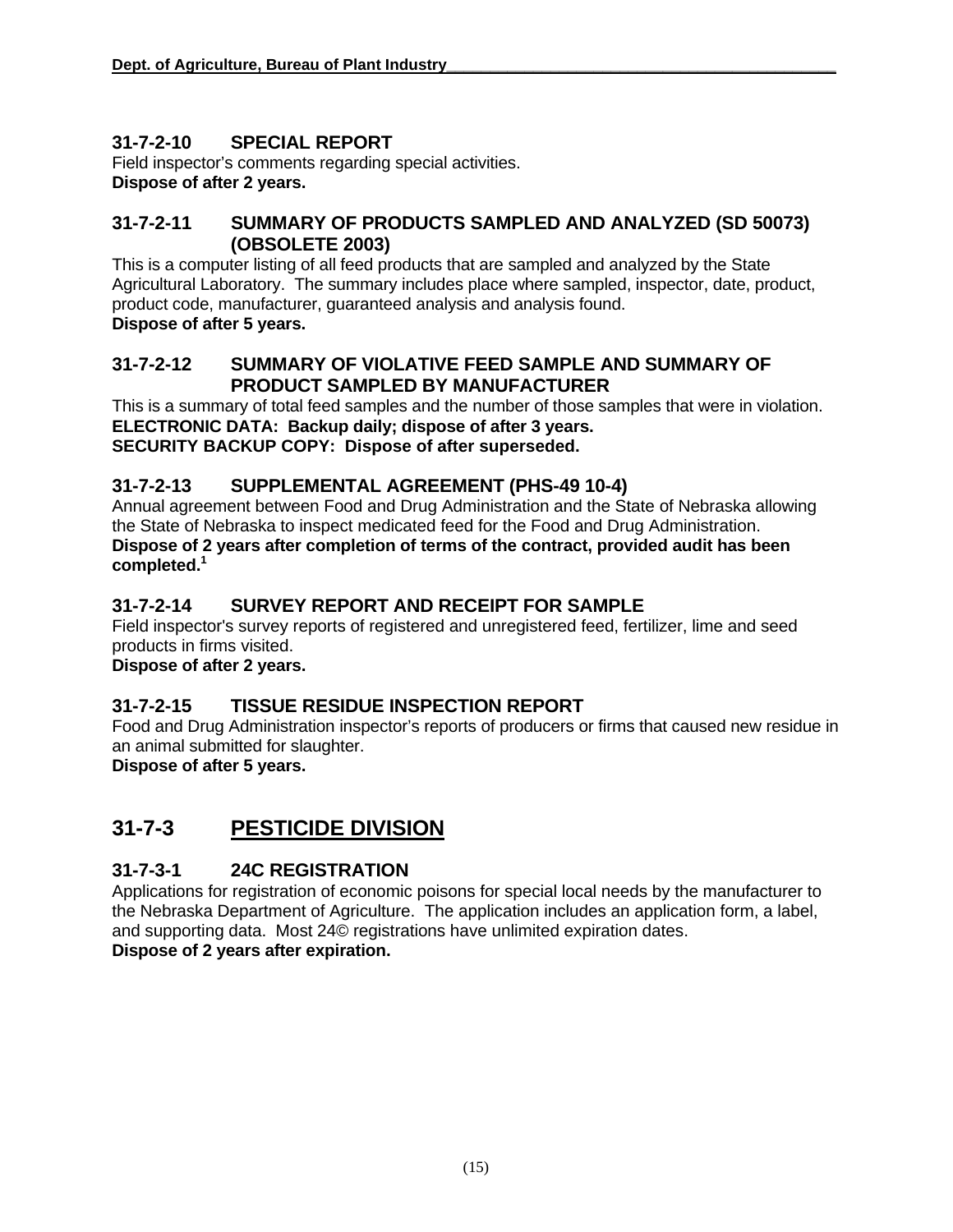### 31-7-2-10 SPECIAL REPORT

Field inspector's comments regarding special activities.
**Dispose of after 2 years.**

### 31-7-2-11 SUMMARY OF PRODUCTS SAMPLED AND ANALYZED (SD 50073) (OBSOLETE 2003)

This is a computer listing of all feed products that are sampled and analyzed by the State Agricultural Laboratory. The summary includes place where sampled, inspector, date, product, product code, manufacturer, guaranteed analysis and analysis found.
**Dispose of after 5 years.**

### 31-7-2-12 SUMMARY OF VIOLATIVE FEED SAMPLE AND SUMMARY OF PRODUCT SAMPLED BY MANUFACTURER

This is a summary of total feed samples and the number of those samples that were in violation.
**ELECTRONIC DATA: Backup daily; dispose of after 3 years.**
**SECURITY BACKUP COPY: Dispose of after superseded.**

### 31-7-2-13 SUPPLEMENTAL AGREEMENT (PHS-49 10-4)

Annual agreement between Food and Drug Administration and the State of Nebraska allowing the State of Nebraska to inspect medicated feed for the Food and Drug Administration.
**Dispose of 2 years after completion of terms of the contract, provided audit has been completed.**[1]

### 31-7-2-14 SURVEY REPORT AND RECEIPT FOR SAMPLE

Field inspector's survey reports of registered and unregistered feed, fertilizer, lime and seed products in firms visited.
**Dispose of after 2 years.**

### 31-7-2-15 TISSUE RESIDUE INSPECTION REPORT

Food and Drug Administration inspector's reports of producers or firms that caused new residue in an animal submitted for slaughter.
**Dispose of after 5 years.**

## 31-7-3 PESTICIDE DIVISION

### 31-7-3-1 24C REGISTRATION

Applications for registration of economic poisons for special local needs by the manufacturer to the Nebraska Department of Agriculture. The application includes an application form, a label, and supporting data. Most 24© registrations have unlimited expiration dates.
**Dispose of 2 years after expiration.**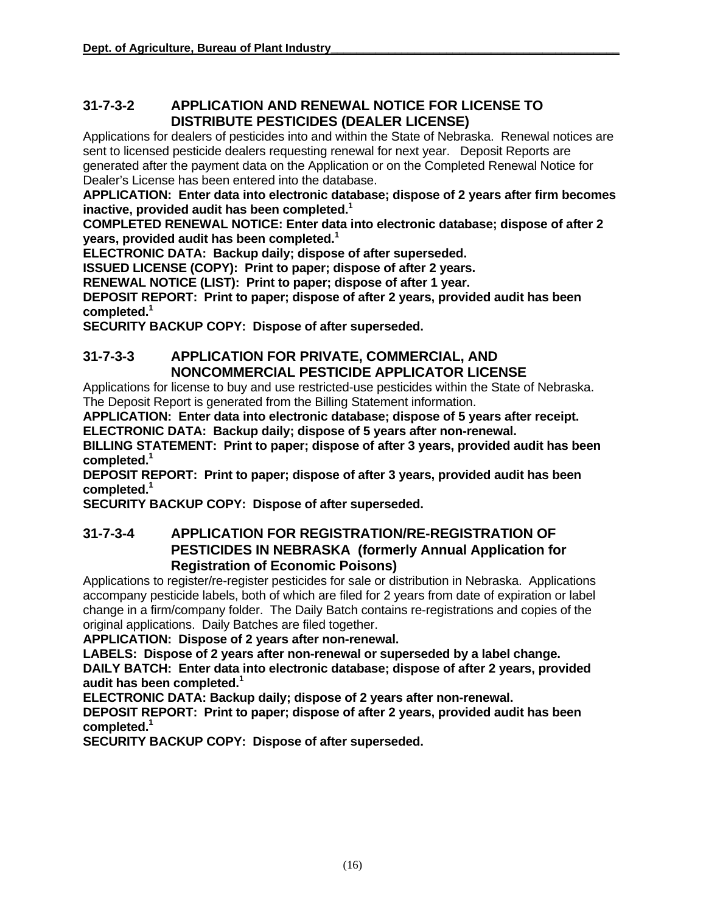## 31-7-3-2 APPLICATION AND RENEWAL NOTICE FOR LICENSE TO DISTRIBUTE PESTICIDES (DEALER LICENSE)

Applications for dealers of pesticides into and within the State of Nebraska. Renewal notices are sent to licensed pesticide dealers requesting renewal for next year. Deposit Reports are generated after the payment data on the Application or on the Completed Renewal Notice for Dealer's License has been entered into the database.

**APPLICATION: Enter data into electronic database; dispose of 2 years after firm becomes inactive, provided audit has been completed.[1]**

**COMPLETED RENEWAL NOTICE: Enter data into electronic database; dispose of after 2 years, provided audit has been completed.[1]**

**ELECTRONIC DATA: Backup daily; dispose of after superseded.**

**ISSUED LICENSE (COPY): Print to paper; dispose of after 2 years.**

**RENEWAL NOTICE (LIST): Print to paper; dispose of after 1 year.**

**DEPOSIT REPORT: Print to paper; dispose of after 2 years, provided audit has been completed.[1]**

**SECURITY BACKUP COPY: Dispose of after superseded.**

## 31-7-3-3 APPLICATION FOR PRIVATE, COMMERCIAL, AND NONCOMMERCIAL PESTICIDE APPLICATOR LICENSE

Applications for license to buy and use restricted-use pesticides within the State of Nebraska. The Deposit Report is generated from the Billing Statement information.

**APPLICATION: Enter data into electronic database; dispose of 5 years after receipt.**

**ELECTRONIC DATA: Backup daily; dispose of 5 years after non-renewal.**

**BILLING STATEMENT: Print to paper; dispose of after 3 years, provided audit has been completed.[1]**

**DEPOSIT REPORT: Print to paper; dispose of after 3 years, provided audit has been completed.[1]**

**SECURITY BACKUP COPY: Dispose of after superseded.**

## 31-7-3-4 APPLICATION FOR REGISTRATION/RE-REGISTRATION OF PESTICIDES IN NEBRASKA (formerly Annual Application for Registration of Economic Poisons)

Applications to register/re-register pesticides for sale or distribution in Nebraska. Applications accompany pesticide labels, both of which are filed for 2 years from date of expiration or label change in a firm/company folder. The Daily Batch contains re-registrations and copies of the original applications. Daily Batches are filed together.

**APPLICATION: Dispose of 2 years after non-renewal.**

**LABELS: Dispose of 2 years after non-renewal or superseded by a label change.**

**DAILY BATCH: Enter data into electronic database; dispose of after 2 years, provided audit has been completed.[1]**

**ELECTRONIC DATA: Backup daily; dispose of 2 years after non-renewal.**

**DEPOSIT REPORT: Print to paper; dispose of after 2 years, provided audit has been completed.[1]**

**SECURITY BACKUP COPY: Dispose of after superseded.**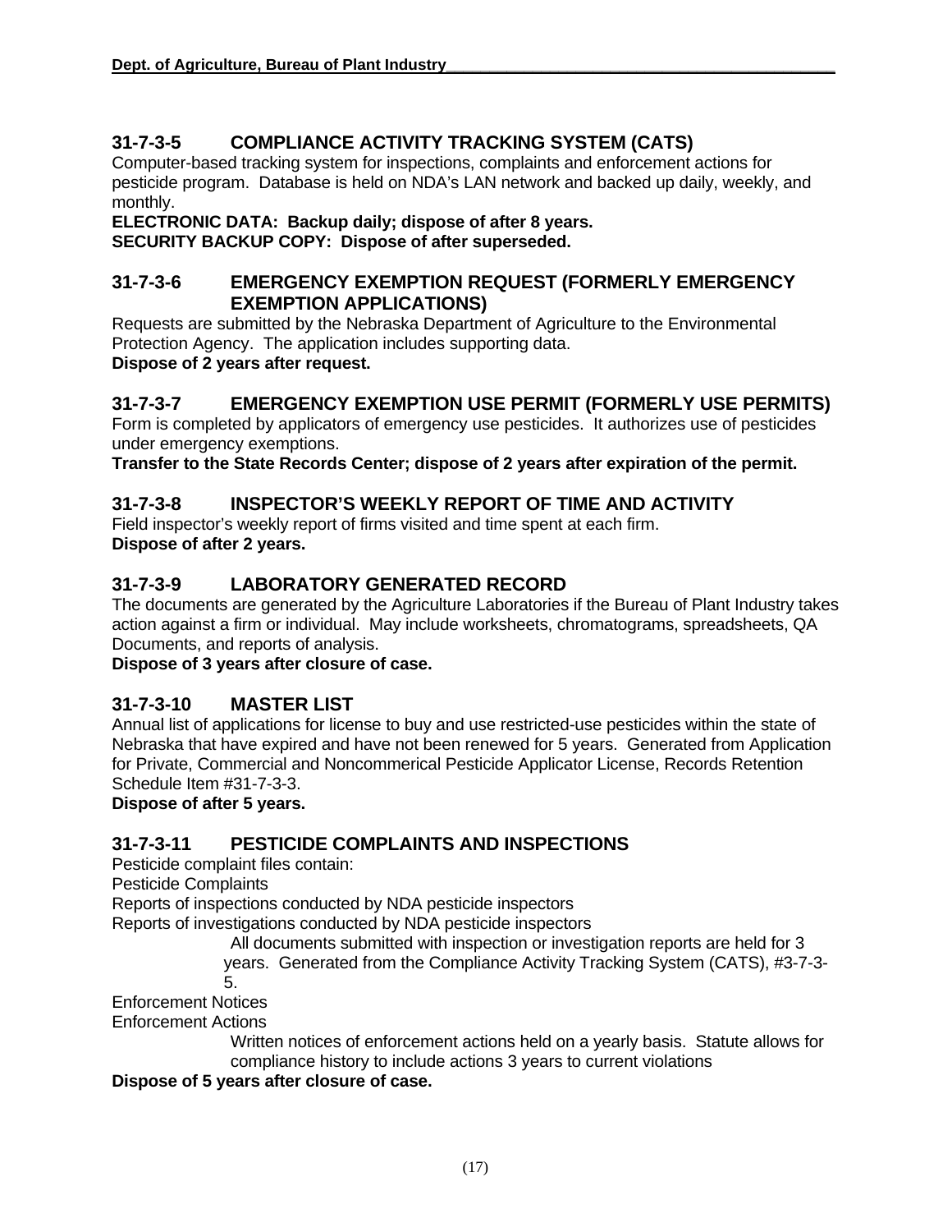### 31-7-3-5 COMPLIANCE ACTIVITY TRACKING SYSTEM (CATS)

Computer-based tracking system for inspections, complaints and enforcement actions for pesticide program. Database is held on NDA's LAN network and backed up daily, weekly, and monthly.

**ELECTRONIC DATA: Backup daily; dispose of after 8 years.**
**SECURITY BACKUP COPY: Dispose of after superseded.**

### 31-7-3-6 EMERGENCY EXEMPTION REQUEST (FORMERLY EMERGENCY EXEMPTION APPLICATIONS)

Requests are submitted by the Nebraska Department of Agriculture to the Environmental Protection Agency. The application includes supporting data.

**Dispose of 2 years after request.**

### 31-7-3-7 EMERGENCY EXEMPTION USE PERMIT (FORMERLY USE PERMITS)

Form is completed by applicators of emergency use pesticides. It authorizes use of pesticides under emergency exemptions.

**Transfer to the State Records Center; dispose of 2 years after expiration of the permit.**

### 31-7-3-8 INSPECTOR'S WEEKLY REPORT OF TIME AND ACTIVITY

Field inspector's weekly report of firms visited and time spent at each firm.

**Dispose of after 2 years.**

### 31-7-3-9 LABORATORY GENERATED RECORD

The documents are generated by the Agriculture Laboratories if the Bureau of Plant Industry takes action against a firm or individual. May include worksheets, chromatograms, spreadsheets, QA Documents, and reports of analysis.

**Dispose of 3 years after closure of case.**

### 31-7-3-10 MASTER LIST

Annual list of applications for license to buy and use restricted-use pesticides within the state of Nebraska that have expired and have not been renewed for 5 years. Generated from Application for Private, Commercial and Noncommerical Pesticide Applicator License, Records Retention Schedule Item #31-7-3-3.

**Dispose of after 5 years.**

### 31-7-3-11 PESTICIDE COMPLAINTS AND INSPECTIONS

Pesticide complaint files contain:

Pesticide Complaints

Reports of inspections conducted by NDA pesticide inspectors

Reports of investigations conducted by NDA pesticide inspectors

All documents submitted with inspection or investigation reports are held for 3 years. Generated from the Compliance Activity Tracking System (CATS), #3-7-3-5.

Enforcement Notices

Enforcement Actions

Written notices of enforcement actions held on a yearly basis. Statute allows for compliance history to include actions 3 years to current violations

**Dispose of 5 years after closure of case.**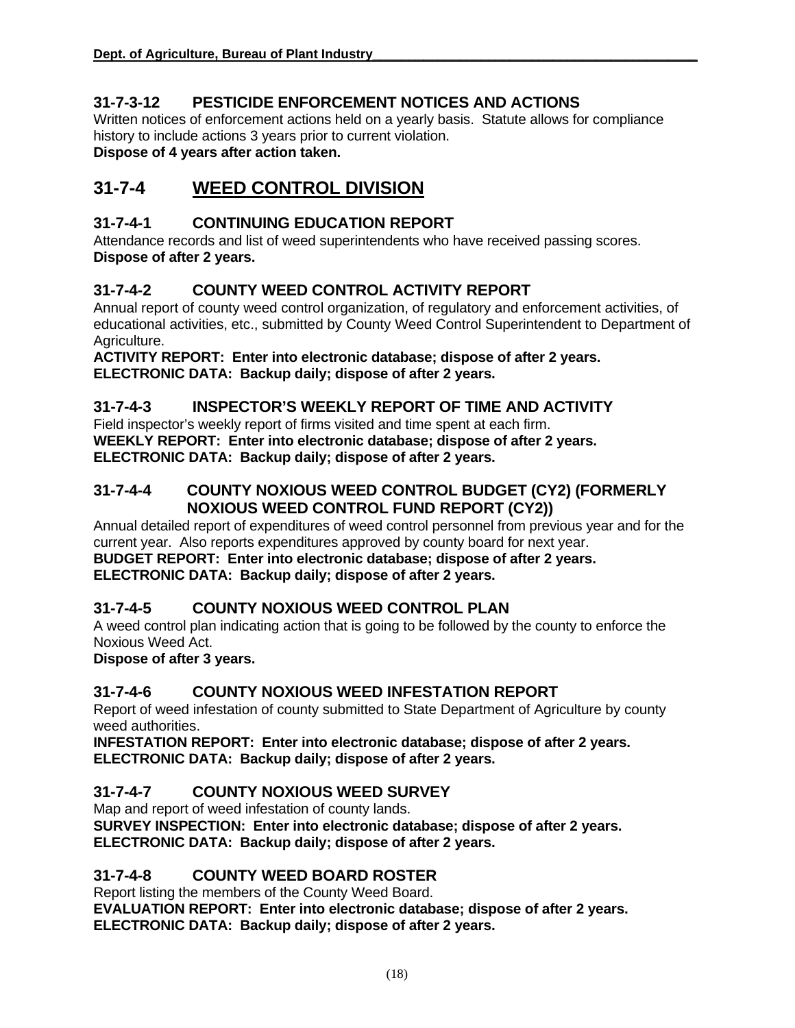### 31-7-3-12 PESTICIDE ENFORCEMENT NOTICES AND ACTIONS

Written notices of enforcement actions held on a yearly basis. Statute allows for compliance history to include actions 3 years prior to current violation.
**Dispose of 4 years after action taken.**

## 31-7-4 <u>WEED CONTROL DIVISION</u>

### 31-7-4-1 CONTINUING EDUCATION REPORT

Attendance records and list of weed superintendents who have received passing scores.
**Dispose of after 2 years.**

### 31-7-4-2 COUNTY WEED CONTROL ACTIVITY REPORT

Annual report of county weed control organization, of regulatory and enforcement activities, of educational activities, etc., submitted by County Weed Control Superintendent to Department of Agriculture.
**ACTIVITY REPORT: Enter into electronic database; dispose of after 2 years.**
**ELECTRONIC DATA: Backup daily; dispose of after 2 years.**

### 31-7-4-3 INSPECTOR'S WEEKLY REPORT OF TIME AND ACTIVITY

Field inspector's weekly report of firms visited and time spent at each firm.
**WEEKLY REPORT: Enter into electronic database; dispose of after 2 years.**
**ELECTRONIC DATA: Backup daily; dispose of after 2 years.**

### 31-7-4-4 COUNTY NOXIOUS WEED CONTROL BUDGET (CY2) (FORMERLY NOXIOUS WEED CONTROL FUND REPORT (CY2))

Annual detailed report of expenditures of weed control personnel from previous year and for the current year. Also reports expenditures approved by county board for next year.
**BUDGET REPORT: Enter into electronic database; dispose of after 2 years.**
**ELECTRONIC DATA: Backup daily; dispose of after 2 years.**

### 31-7-4-5 COUNTY NOXIOUS WEED CONTROL PLAN

A weed control plan indicating action that is going to be followed by the county to enforce the Noxious Weed Act.
**Dispose of after 3 years.**

### 31-7-4-6 COUNTY NOXIOUS WEED INFESTATION REPORT

Report of weed infestation of county submitted to State Department of Agriculture by county weed authorities.
**INFESTATION REPORT: Enter into electronic database; dispose of after 2 years.**
**ELECTRONIC DATA: Backup daily; dispose of after 2 years.**

### 31-7-4-7 COUNTY NOXIOUS WEED SURVEY

Map and report of weed infestation of county lands.
**SURVEY INSPECTION: Enter into electronic database; dispose of after 2 years.**
**ELECTRONIC DATA: Backup daily; dispose of after 2 years.**

### 31-7-4-8 COUNTY WEED BOARD ROSTER

Report listing the members of the County Weed Board.
**EVALUATION REPORT: Enter into electronic database; dispose of after 2 years.**
**ELECTRONIC DATA: Backup daily; dispose of after 2 years.**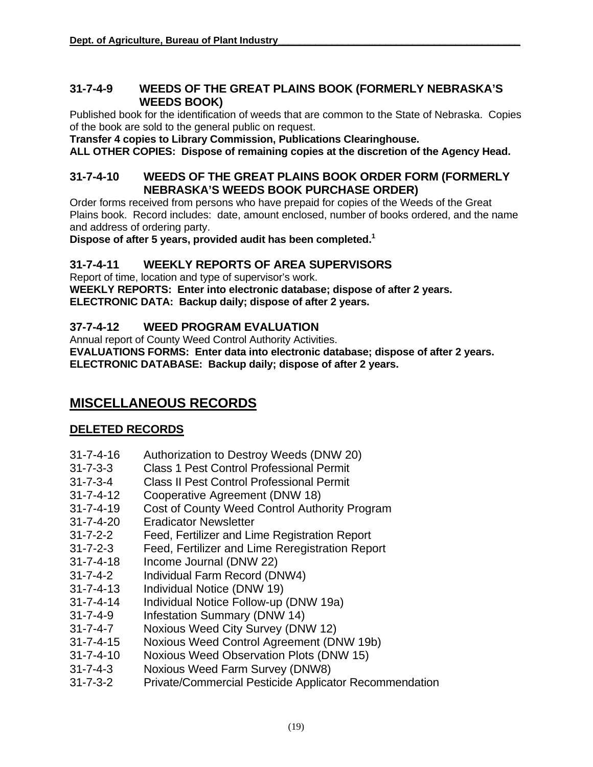### 31-7-4-9 WEEDS OF THE GREAT PLAINS BOOK (FORMERLY NEBRASKA'S WEEDS BOOK)

Published book for the identification of weeds that are common to the State of Nebraska. Copies of the book are sold to the general public on request.

**Transfer 4 copies to Library Commission, Publications Clearinghouse.**

**ALL OTHER COPIES: Dispose of remaining copies at the discretion of the Agency Head.**

### 31-7-4-10 WEEDS OF THE GREAT PLAINS BOOK ORDER FORM (FORMERLY NEBRASKA'S WEEDS BOOK PURCHASE ORDER)

Order forms received from persons who have prepaid for copies of the Weeds of the Great Plains book. Record includes: date, amount enclosed, number of books ordered, and the name and address of ordering party.

**Dispose of after 5 years, provided audit has been completed.[1]**

### 31-7-4-11 WEEKLY REPORTS OF AREA SUPERVISORS

Report of time, location and type of supervisor's work.

**WEEKLY REPORTS: Enter into electronic database; dispose of after 2 years.**

**ELECTRONIC DATA: Backup daily; dispose of after 2 years.**

### 37-7-4-12 WEED PROGRAM EVALUATION

Annual report of County Weed Control Authority Activities.

**EVALUATIONS FORMS: Enter data into electronic database; dispose of after 2 years.**

**ELECTRONIC DATABASE: Backup daily; dispose of after 2 years.**

## MISCELLANEOUS RECORDS

### DELETED RECORDS

31-7-4-16 Authorization to Destroy Weeds (DNW 20)
31-7-3-3 Class 1 Pest Control Professional Permit
31-7-3-4 Class II Pest Control Professional Permit
31-7-4-12 Cooperative Agreement (DNW 18)
31-7-4-19 Cost of County Weed Control Authority Program
31-7-4-20 Eradicator Newsletter
31-7-2-2 Feed, Fertilizer and Lime Registration Report
31-7-2-3 Feed, Fertilizer and Lime Reregistration Report
31-7-4-18 Income Journal (DNW 22)
31-7-4-2 Individual Farm Record (DNW4)
31-7-4-13 Individual Notice (DNW 19)
31-7-4-14 Individual Notice Follow-up (DNW 19a)
31-7-4-9 Infestation Summary (DNW 14)
31-7-4-7 Noxious Weed City Survey (DNW 12)
31-7-4-15 Noxious Weed Control Agreement (DNW 19b)
31-7-4-10 Noxious Weed Observation Plots (DNW 15)
31-7-4-3 Noxious Weed Farm Survey (DNW8)
31-7-3-2 Private/Commercial Pesticide Applicator Recommendation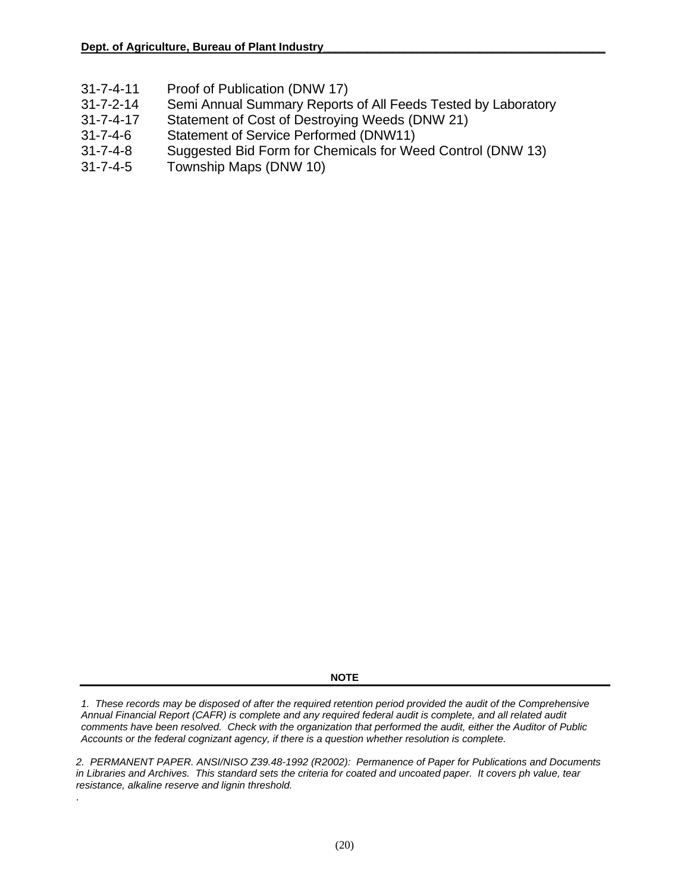| | |
|---|---|
| 31-7-4-11 | Proof of Publication (DNW 17) |
| 31-7-2-14 | Semi Annual Summary Reports of All Feeds Tested by Laboratory |
| 31-7-4-17 | Statement of Cost of Destroying Weeds (DNW 21) |
| 31-7-4-6 | Statement of Service Performed (DNW11) |
| 31-7-4-8 | Suggested Bid Form for Chemicals for Weed Control (DNW 13) |
| 31-7-4-5 | Township Maps (DNW 10) |

**NOTE**

*1. These records may be disposed of after the required retention period provided the audit of the Comprehensive Annual Financial Report (CAFR) is complete and any required federal audit is complete, and all related audit comments have been resolved. Check with the organization that performed the audit, either the Auditor of Public Accounts or the federal cognizant agency, if there is a question whether resolution is complete.*

*2. PERMANENT PAPER. ANSI/NISO Z39.48-1992 (R2002): Permanence of Paper for Publications and Documents in Libraries and Archives. This standard sets the criteria for coated and uncoated paper. It covers ph value, tear resistance, alkaline reserve and lignin threshold.*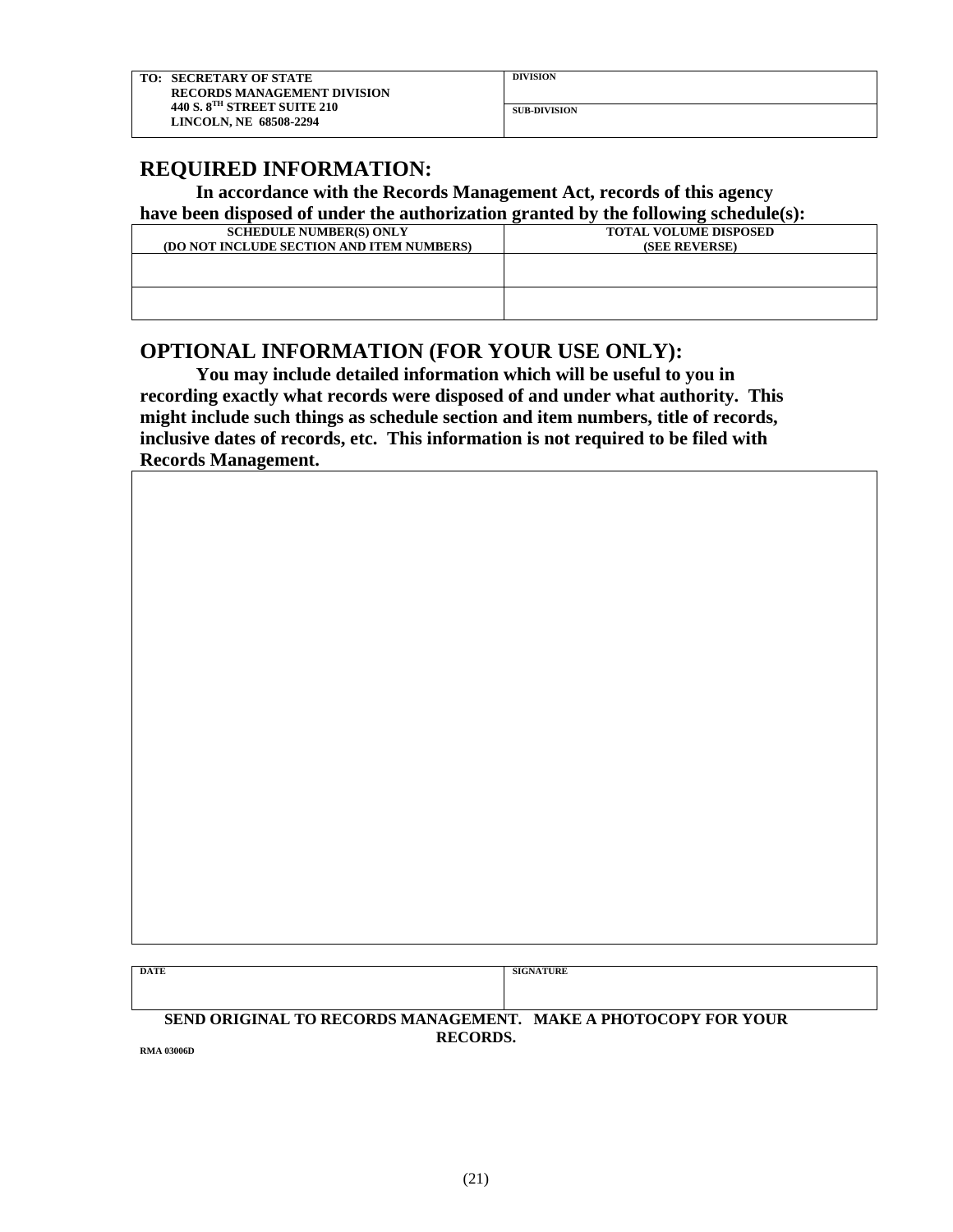| TO: SECRETARY OF STATE<br>RECORDS MANAGEMENT DIVISION<br>440 S. 8TH STREET SUITE 210<br>LINCOLN, NE 68508-2294 | DIVISION |
| --- | --- |
| | SUB-DIVISION |

## REQUIRED INFORMATION:

**In accordance with the Records Management Act, records of this agency have been disposed of under the authorization granted by the following schedule(s):**

| SCHEDULE NUMBER(S) ONLY (DO NOT INCLUDE SECTION AND ITEM NUMBERS) | TOTAL VOLUME DISPOSED (SEE REVERSE) |
| --- | --- |
| | |
| | |

## OPTIONAL INFORMATION (FOR YOUR USE ONLY):

**You may include detailed information which will be useful to you in recording exactly what records were disposed of and under what authority. This might include such things as schedule section and item numbers, title of records, inclusive dates of records, etc. This information is not required to be filed with Records Management.**

| DATE | SIGNATURE |
| --- | --- |
| | |

**SEND ORIGINAL TO RECORDS MANAGEMENT. MAKE A PHOTOCOPY FOR YOUR RECORDS.**

RMA 03006D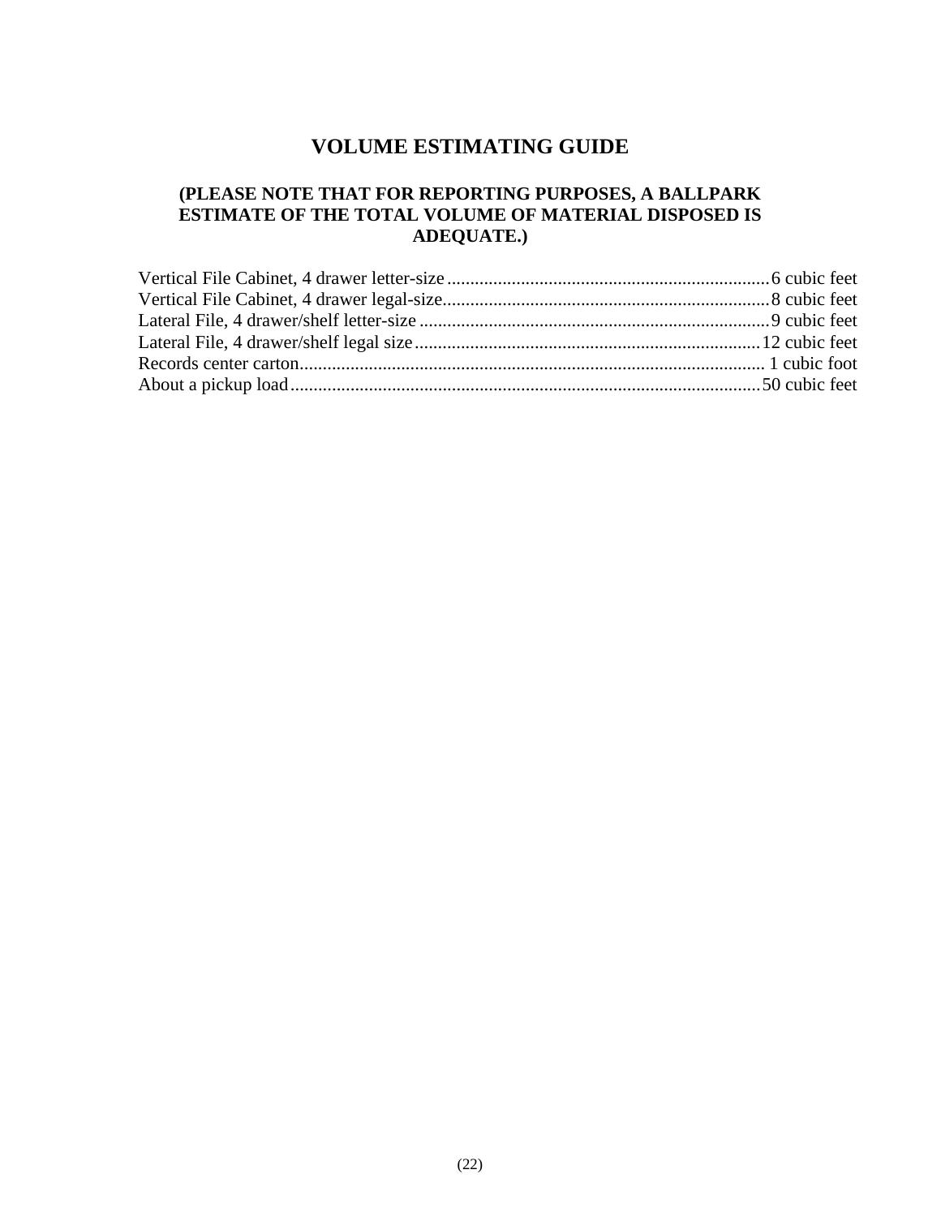# VOLUME ESTIMATING GUIDE

**(PLEASE NOTE THAT FOR REPORTING PURPOSES, A BALLPARK ESTIMATE OF THE TOTAL VOLUME OF MATERIAL DISPOSED IS ADEQUATE.)**

Vertical File Cabinet, 4 drawer letter-size........................................................................6 cubic feet
Vertical File Cabinet, 4 drawer legal-size.........................................................................8 cubic feet
Lateral File, 4 drawer/shelf letter-size ...............................................................................9 cubic feet
Lateral File, 4 drawer/shelf legal size...............................................................................12 cubic feet
Records center carton....................................................................................................... 1 cubic foot
About a pickup load........................................................................................................50 cubic feet